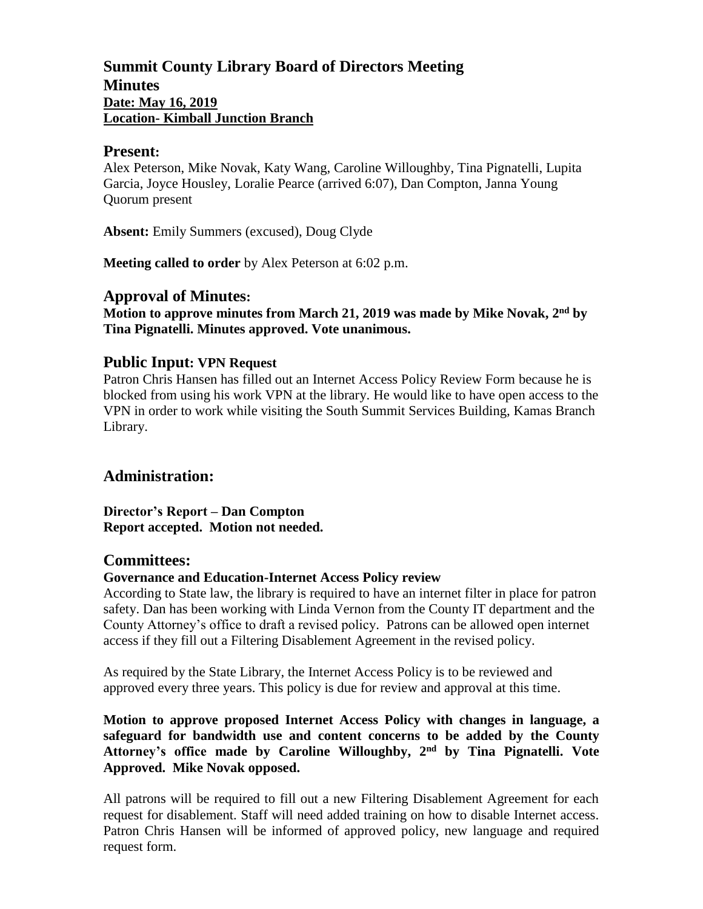# Summit County Library Board of Directors Meeting

## Minutes

**Date: May 16, 2019**

**Location- Kimball Junction Branch**

## Present:

Alex Peterson, Mike Novak, Katy Wang, Caroline Willoughby, Tina Pignatelli, Lupita Garcia, Joyce Housley, Loralie Pearce (arrived 6:07), Dan Compton, Janna Young
Quorum present

**Absent:** Emily Summers (excused), Doug Clyde

**Meeting called to order** by Alex Peterson at 6:02 p.m.

## Approval of Minutes:

**Motion to approve minutes from March 21, 2019 was made by Mike Novak, 2nd by Tina Pignatelli. Minutes approved. Vote unanimous.**

## Public Input: VPN Request

Patron Chris Hansen has filled out an Internet Access Policy Review Form because he is blocked from using his work VPN at the library. He would like to have open access to the VPN in order to work while visiting the South Summit Services Building, Kamas Branch Library.

## Administration:

**Director's Report – Dan Compton**
**Report accepted. Motion not needed.**

## Committees:

**Governance and Education-Internet Access Policy review**

According to State law, the library is required to have an internet filter in place for patron safety. Dan has been working with Linda Vernon from the County IT department and the County Attorney's office to draft a revised policy. Patrons can be allowed open internet access if they fill out a Filtering Disablement Agreement in the revised policy.

As required by the State Library, the Internet Access Policy is to be reviewed and approved every three years. This policy is due for review and approval at this time.

**Motion to approve proposed Internet Access Policy with changes in language, a safeguard for bandwidth use and content concerns to be added by the County Attorney's office made by Caroline Willoughby, 2nd by Tina Pignatelli. Vote Approved. Mike Novak opposed.**

All patrons will be required to fill out a new Filtering Disablement Agreement for each request for disablement. Staff will need added training on how to disable Internet access. Patron Chris Hansen will be informed of approved policy, new language and required request form.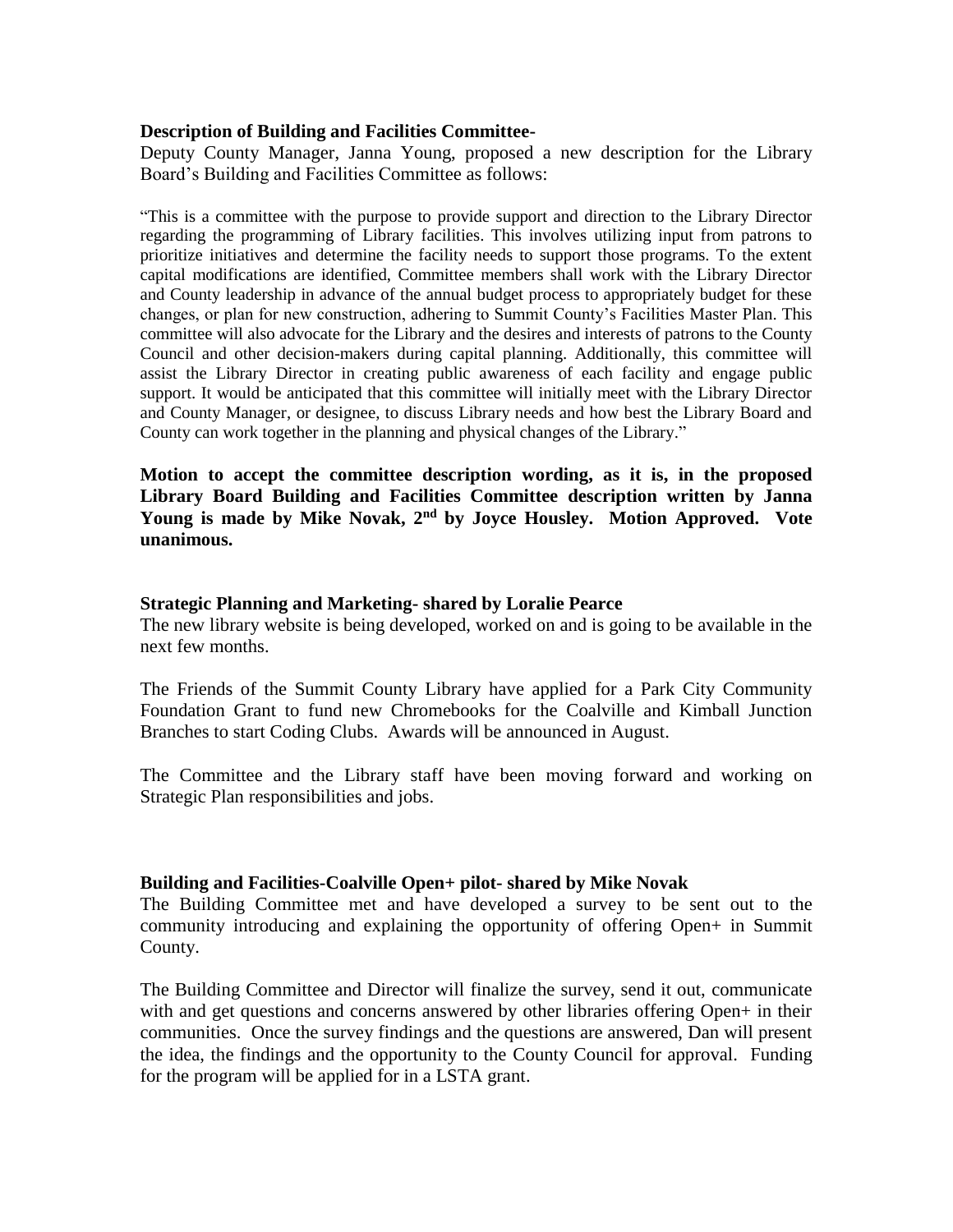**Description of Building and Facilities Committee-**

Deputy County Manager, Janna Young, proposed a new description for the Library Board's Building and Facilities Committee as follows:

"This is a committee with the purpose to provide support and direction to the Library Director regarding the programming of Library facilities. This involves utilizing input from patrons to prioritize initiatives and determine the facility needs to support those programs. To the extent capital modifications are identified, Committee members shall work with the Library Director and County leadership in advance of the annual budget process to appropriately budget for these changes, or plan for new construction, adhering to Summit County's Facilities Master Plan. This committee will also advocate for the Library and the desires and interests of patrons to the County Council and other decision-makers during capital planning. Additionally, this committee will assist the Library Director in creating public awareness of each facility and engage public support. It would be anticipated that this committee will initially meet with the Library Director and County Manager, or designee, to discuss Library needs and how best the Library Board and County can work together in the planning and physical changes of the Library."

**Motion to accept the committee description wording, as it is, in the proposed Library Board Building and Facilities Committee description written by Janna Young is made by Mike Novak, 2nd by Joyce Housley. Motion Approved. Vote unanimous.**

**Strategic Planning and Marketing- shared by Loralie Pearce**

The new library website is being developed, worked on and is going to be available in the next few months.

The Friends of the Summit County Library have applied for a Park City Community Foundation Grant to fund new Chromebooks for the Coalville and Kimball Junction Branches to start Coding Clubs. Awards will be announced in August.

The Committee and the Library staff have been moving forward and working on Strategic Plan responsibilities and jobs.

**Building and Facilities-Coalville Open+ pilot- shared by Mike Novak**

The Building Committee met and have developed a survey to be sent out to the community introducing and explaining the opportunity of offering Open+ in Summit County.

The Building Committee and Director will finalize the survey, send it out, communicate with and get questions and concerns answered by other libraries offering Open+ in their communities. Once the survey findings and the questions are answered, Dan will present the idea, the findings and the opportunity to the County Council for approval. Funding for the program will be applied for in a LSTA grant.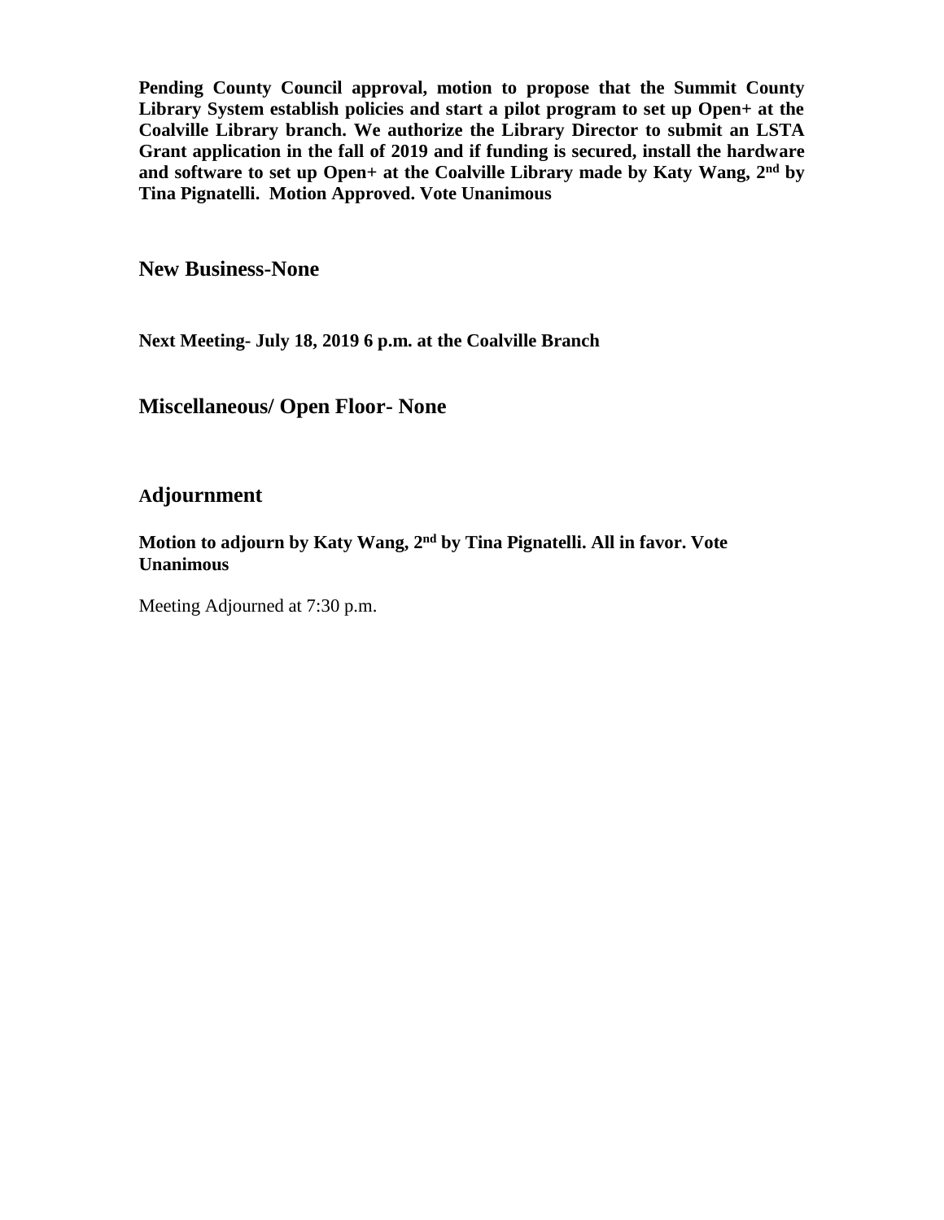**Pending County Council approval, motion to propose that the Summit County Library System establish policies and start a pilot program to set up Open+ at the Coalville Library branch. We authorize the Library Director to submit an LSTA Grant application in the fall of 2019 and if funding is secured, install the hardware and software to set up Open+ at the Coalville Library made by Katy Wang, 2nd by Tina Pignatelli. Motion Approved. Vote Unanimous**

## New Business-None

**Next Meeting- July 18, 2019 6 p.m. at the Coalville Branch**

## Miscellaneous/ Open Floor- None

## Adjournment

**Motion to adjourn by Katy Wang, 2nd by Tina Pignatelli. All in favor. Vote Unanimous**

Meeting Adjourned at 7:30 p.m.